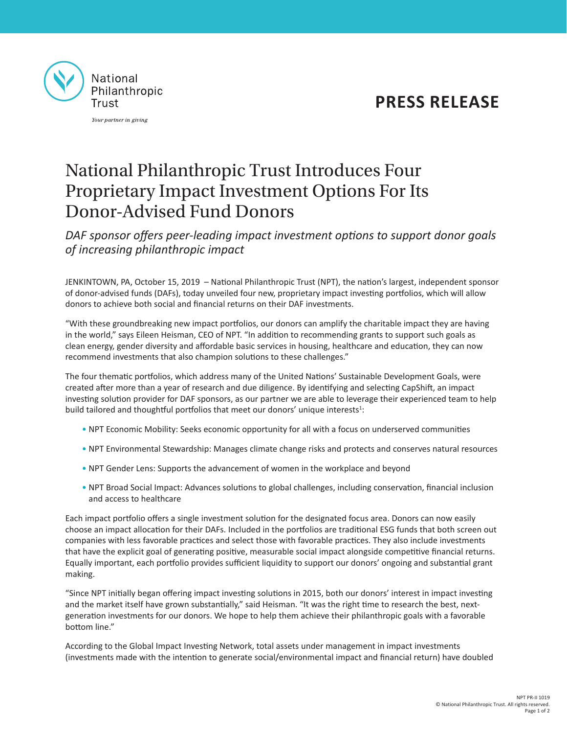National Philanthropic Trust

*Your partner in giving*

**PRESS RELEASE**

# National Philanthropic Trust Introduces Four Proprietary Impact Investment Options For Its Donor-Advised Fund Donors

*DAF sponsor offers peer-leading impact investment options to support donor goals of increasing philanthropic impact*

JENKINTOWN, PA, October 15, 2019 – National Philanthropic Trust (NPT), the nation's largest, independent sponsor of donor-advised funds (DAFs), today unveiled four new, proprietary impact investing portfolios, which will allow donors to achieve both social and financial returns on their DAF investments.

"With these groundbreaking new impact portfolios, our donors can amplify the charitable impact they are having in the world," says Eileen Heisman, CEO of NPT. "In addition to recommending grants to support such goals as clean energy, gender diversity and affordable basic services in housing, healthcare and education, they can now recommend investments that also champion solutions to these challenges."

The four thematic portfolios, which address many of the United Nations' Sustainable Development Goals, were created after more than a year of research and due diligence. By identifying and selecting CapShift, an impact investing solution provider for DAF sponsors, as our partner we are able to leverage their experienced team to help build tailored and thoughtful portfolios that meet our donors' unique interests[1]:

- NPT Economic Mobility: Seeks economic opportunity for all with a focus on underserved communities
- NPT Environmental Stewardship: Manages climate change risks and protects and conserves natural resources
- NPT Gender Lens: Supports the advancement of women in the workplace and beyond
- NPT Broad Social Impact: Advances solutions to global challenges, including conservation, financial inclusion and access to healthcare

Each impact portfolio offers a single investment solution for the designated focus area. Donors can now easily choose an impact allocation for their DAFs. Included in the portfolios are traditional ESG funds that both screen out companies with less favorable practices and select those with favorable practices. They also include investments that have the explicit goal of generating positive, measurable social impact alongside competitive financial returns. Equally important, each portfolio provides sufficient liquidity to support our donors' ongoing and substantial grant making.

"Since NPT initially began offering impact investing solutions in 2015, both our donors' interest in impact investing and the market itself have grown substantially," said Heisman. "It was the right time to research the best, next-generation investments for our donors. We hope to help them achieve their philanthropic goals with a favorable bottom line."

According to the Global Impact Investing Network, total assets under management in impact investments (investments made with the intention to generate social/environmental impact and financial return) have doubled

NPT PR-II 1019
© National Philanthropic Trust. All rights reserved.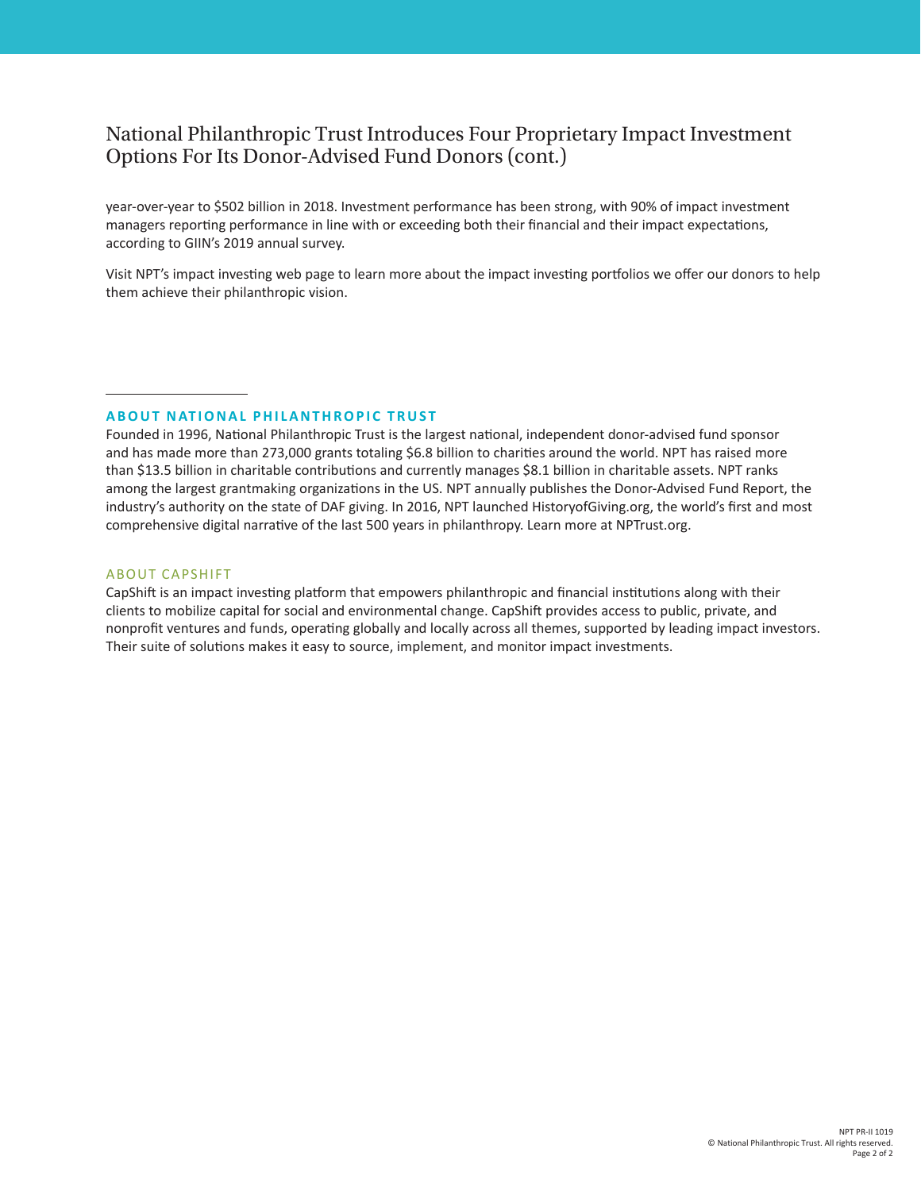# National Philanthropic Trust Introduces Four Proprietary Impact Investment Options For Its Donor-Advised Fund Donors (cont.)

year-over-year to $502 billion in 2018. Investment performance has been strong, with 90% of impact investment managers reporting performance in line with or exceeding both their financial and their impact expectations, according to GIIN's 2019 annual survey.

Visit NPT's impact investing web page to learn more about the impact investing portfolios we offer our donors to help them achieve their philanthropic vision.

---

## ABOUT NATIONAL PHILANTHROPIC TRUST

Founded in 1996, National Philanthropic Trust is the largest national, independent donor-advised fund sponsor and has made more than 273,000 grants totaling $6.8 billion to charities around the world. NPT has raised more than $13.5 billion in charitable contributions and currently manages $8.1 billion in charitable assets. NPT ranks among the largest grantmaking organizations in the US. NPT annually publishes the Donor-Advised Fund Report, the industry's authority on the state of DAF giving. In 2016, NPT launched HistoryofGiving.org, the world's first and most comprehensive digital narrative of the last 500 years in philanthropy. Learn more at NPTrust.org.

## ABOUT CAPSHIFT

CapShift is an impact investing platform that empowers philanthropic and financial institutions along with their clients to mobilize capital for social and environmental change. CapShift provides access to public, private, and nonprofit ventures and funds, operating globally and locally across all themes, supported by leading impact investors. Their suite of solutions makes it easy to source, implement, and monitor impact investments.

NPT PR-II 1019
© National Philanthropic Trust. All rights reserved.